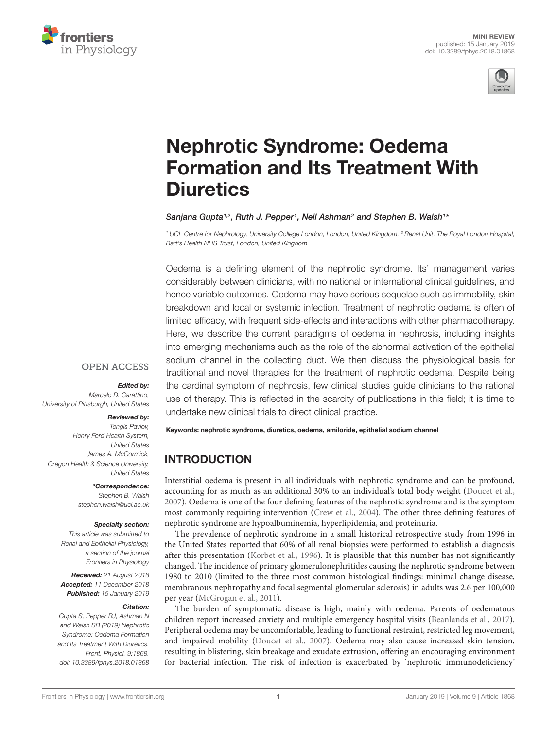MINI REVIEW
published: 15 January 2019
doi: 10.3389/fphys.2018.01868

# Nephrotic Syndrome: Oedema Formation and Its Treatment With Diuretics

*Sanjana Gupta[1,2], Ruth J. Pepper[1], Neil Ashman[2] and Stephen B. Walsh[1]**

[1] UCL Centre for Nephrology, University College London, London, United Kingdom, [2] Renal Unit, The Royal London Hospital, Bart's Health NHS Trust, London, United Kingdom

Oedema is a defining element of the nephrotic syndrome. Its' management varies considerably between clinicians, with no national or international clinical guidelines, and hence variable outcomes. Oedema may have serious sequelae such as immobility, skin breakdown and local or systemic infection. Treatment of nephrotic oedema is often of limited efficacy, with frequent side-effects and interactions with other pharmacotherapy. Here, we describe the current paradigms of oedema in nephrosis, including insights into emerging mechanisms such as the role of the abnormal activation of the epithelial sodium channel in the collecting duct. We then discuss the physiological basis for traditional and novel therapies for the treatment of nephrotic oedema. Despite being the cardinal symptom of nephrosis, few clinical studies guide clinicians to the rational use of therapy. This is reflected in the scarcity of publications in this field; it is time to undertake new clinical trials to direct clinical practice.

**Keywords: nephrotic syndrome, diuretics, oedema, amiloride, epithelial sodium channel**

OPEN ACCESS

***Edited by:***
*Marcelo D. Carattino, University of Pittsburgh, United States*

***Reviewed by:***
*Tengis Pavlov, Henry Ford Health System, United States*
*James A. McCormick, Oregon Health & Science University, United States*

****Correspondence:***
*Stephen B. Walsh*
*stephen.walsh@ucl.ac.uk*

***Specialty section:***
*This article was submitted to Renal and Epithelial Physiology, a section of the journal Frontiers in Physiology*

***Received:*** *21 August 2018*
***Accepted:*** *11 December 2018*
***Published:*** *15 January 2019*

***Citation:***
*Gupta S, Pepper RJ, Ashman N and Walsh SB (2019) Nephrotic Syndrome: Oedema Formation and Its Treatment With Diuretics. Front. Physiol. 9:1868. doi: 10.3389/fphys.2018.01868*

## INTRODUCTION

Interstitial oedema is present in all individuals with nephrotic syndrome and can be profound, accounting for as much as an additional 30% to an individual's total body weight (Doucet et al., 2007). Oedema is one of the four defining features of the nephrotic syndrome and is the symptom most commonly requiring intervention (Crew et al., 2004). The other three defining features of nephrotic syndrome are hypoalbuminemia, hyperlipidemia, and proteinuria.

The prevalence of nephrotic syndrome in a small historical retrospective study from 1996 in the United States reported that 60% of all renal biopsies were performed to establish a diagnosis after this presentation (Korbet et al., 1996). It is plausible that this number has not significantly changed. The incidence of primary glomerulonephritides causing the nephrotic syndrome between 1980 to 2010 (limited to the three most common histological findings: minimal change disease, membranous nephropathy and focal segmental glomerular sclerosis) in adults was 2.6 per 100,000 per year (McGrogan et al., 2011).

The burden of symptomatic disease is high, mainly with oedema. Parents of oedematous children report increased anxiety and multiple emergency hospital visits (Beanlands et al., 2017). Peripheral oedema may be uncomfortable, leading to functional restraint, restricted leg movement, and impaired mobility (Doucet et al., 2007). Oedema may also cause increased skin tension, resulting in blistering, skin breakage and exudate extrusion, offering an encouraging environment for bacterial infection. The risk of infection is exacerbated by 'nephrotic immunodeficiency'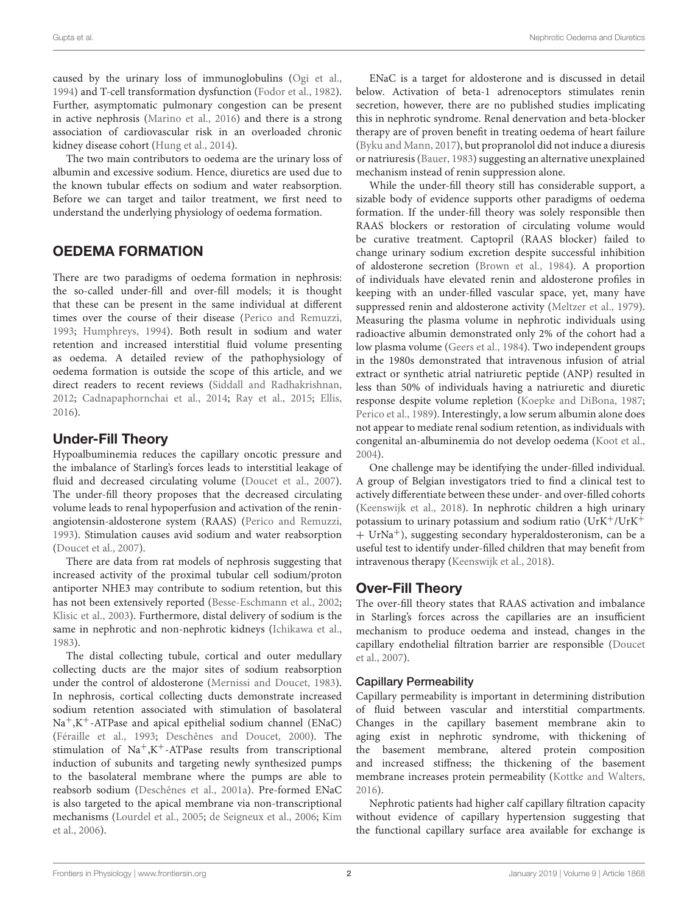caused by the urinary loss of immunoglobulins (Ogi et al., 1994) and T-cell transformation dysfunction (Fodor et al., 1982). Further, asymptomatic pulmonary congestion can be present in active nephrosis (Marino et al., 2016) and there is a strong association of cardiovascular risk in an overloaded chronic kidney disease cohort (Hung et al., 2014).

The two main contributors to oedema are the urinary loss of albumin and excessive sodium. Hence, diuretics are used due to the known tubular effects on sodium and water reabsorption. Before we can target and tailor treatment, we first need to understand the underlying physiology of oedema formation.

## OEDEMA FORMATION

There are two paradigms of oedema formation in nephrosis: the so-called under-fill and over-fill models; it is thought that these can be present in the same individual at different times over the course of their disease (Perico and Remuzzi, 1993; Humphreys, 1994). Both result in sodium and water retention and increased interstitial fluid volume presenting as oedema. A detailed review of the pathophysiology of oedema formation is outside the scope of this article, and we direct readers to recent reviews (Siddall and Radhakrishnan, 2012; Cadnapaphornchai et al., 2014; Ray et al., 2015; Ellis, 2016).

### Under-Fill Theory

Hypoalbuminemia reduces the capillary oncotic pressure and the imbalance of Starling's forces leads to interstitial leakage of fluid and decreased circulating volume (Doucet et al., 2007). The under-fill theory proposes that the decreased circulating volume leads to renal hypoperfusion and activation of the renin-angiotensin-aldosterone system (RAAS) (Perico and Remuzzi, 1993). Stimulation causes avid sodium and water reabsorption (Doucet et al., 2007).

There are data from rat models of nephrosis suggesting that increased activity of the proximal tubular cell sodium/proton antiporter NHE3 may contribute to sodium retention, but this has not been extensively reported (Besse-Eschmann et al., 2002; Klisic et al., 2003). Furthermore, distal delivery of sodium is the same in nephrotic and non-nephrotic kidneys (Ichikawa et al., 1983).

The distal collecting tubule, cortical and outer medullary collecting ducts are the major sites of sodium reabsorption under the control of aldosterone (Mernissi and Doucet, 1983). In nephrosis, cortical collecting ducts demonstrate increased sodium retention associated with stimulation of basolateral $Na^{+}$,$K^{+}$-ATPase and apical epithelial sodium channel (ENaC) (Féraille et al., 1993; Deschênes and Doucet, 2000). The stimulation of $Na^{+}$,$K^{+}$-ATPase results from transcriptional induction of subunits and targeting newly synthesized pumps to the basolateral membrane where the pumps are able to reabsorb sodium (Deschênes et al., 2001a). Pre-formed ENaC is also targeted to the apical membrane via non-transcriptional mechanisms (Lourdel et al., 2005; de Seigneux et al., 2006; Kim et al., 2006).

ENaC is a target for aldosterone and is discussed in detail below. Activation of beta-1 adrenoceptors stimulates renin secretion, however, there are no published studies implicating this in nephrotic syndrome. Renal denervation and beta-blocker therapy are of proven benefit in treating oedema of heart failure (Byku and Mann, 2017), but propranolol did not induce a diuresis or natriuresis (Bauer, 1983) suggesting an alternative unexplained mechanism instead of renin suppression alone.

While the under-fill theory still has considerable support, a sizable body of evidence supports other paradigms of oedema formation. If the under-fill theory was solely responsible then RAAS blockers or restoration of circulating volume would be curative treatment. Captopril (RAAS blocker) failed to change urinary sodium excretion despite successful inhibition of aldosterone secretion (Brown et al., 1984). A proportion of individuals have elevated renin and aldosterone profiles in keeping with an under-filled vascular space, yet, many have suppressed renin and aldosterone activity (Meltzer et al., 1979). Measuring the plasma volume in nephrotic individuals using radioactive albumin demonstrated only 2% of the cohort had a low plasma volume (Geers et al., 1984). Two independent groups in the 1980s demonstrated that intravenous infusion of atrial extract or synthetic atrial natriuretic peptide (ANP) resulted in less than 50% of individuals having a natriuretic and diuretic response despite volume repletion (Koepke and DiBona, 1987; Perico et al., 1989). Interestingly, a low serum albumin alone does not appear to mediate renal sodium retention, as individuals with congenital an-albuminemia do not develop oedema (Koot et al., 2004).

One challenge may be identifying the under-filled individual. A group of Belgian investigators tried to find a clinical test to actively differentiate between these under- and over-filled cohorts (Keenswijk et al., 2018). In nephrotic children a high urinary potassium to urinary potassium and sodium ratio ($UrK^{+}/UrK^{+} + UrNa^{+}$), suggesting secondary hyperaldosteronism, can be a useful test to identify under-filled children that may benefit from intravenous therapy (Keenswijk et al., 2018).

### Over-Fill Theory

The over-fill theory states that RAAS activation and imbalance in Starling's forces across the capillaries are an insufficient mechanism to produce oedema and instead, changes in the capillary endothelial filtration barrier are responsible (Doucet et al., 2007).

#### Capillary Permeability

Capillary permeability is important in determining distribution of fluid between vascular and interstitial compartments. Changes in the capillary basement membrane akin to aging exist in nephrotic syndrome, with thickening of the basement membrane, altered protein composition and increased stiffness; the thickening of the basement membrane increases protein permeability (Kottke and Walters, 2016).

Nephrotic patients had higher calf capillary filtration capacity without evidence of capillary hypertension suggesting that the functional capillary surface area available for exchange is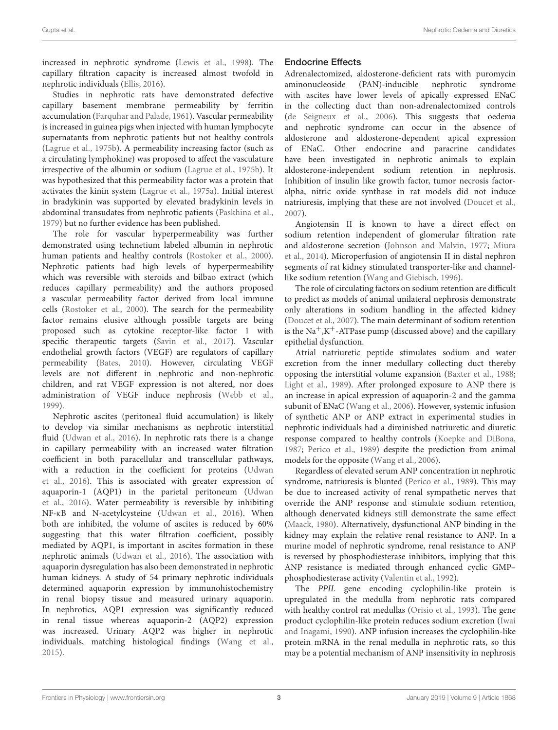increased in nephrotic syndrome (Lewis et al., 1998). The capillary filtration capacity is increased almost twofold in nephrotic individuals (Ellis, 2016).

Studies in nephrotic rats have demonstrated defective capillary basement membrane permeability by ferritin accumulation (Farquhar and Palade, 1961). Vascular permeability is increased in guinea pigs when injected with human lymphocyte supernatants from nephrotic patients but not healthy controls (Lagrue et al., 1975b). A permeability increasing factor (such as a circulating lymphokine) was proposed to affect the vasculature irrespective of the albumin or sodium (Lagrue et al., 1975b). It was hypothesized that this permeability factor was a protein that activates the kinin system (Lagrue et al., 1975a). Initial interest in bradykinin was supported by elevated bradykinin levels in abdominal transudates from nephrotic patients (Paskhina et al., 1979) but no further evidence has been published.

The role for vascular hyperpermeability was further demonstrated using technetium labeled albumin in nephrotic human patients and healthy controls (Rostoker et al., 2000). Nephrotic patients had high levels of hyperpermeability which was reversible with steroids and bilbao extract (which reduces capillary permeability) and the authors proposed a vascular permeability factor derived from local immune cells (Rostoker et al., 2000). The search for the permeability factor remains elusive although possible targets are being proposed such as cytokine receptor-like factor 1 with specific therapeutic targets (Savin et al., 2017). Vascular endothelial growth factors (VEGF) are regulators of capillary permeability (Bates, 2010). However, circulating VEGF levels are not different in nephrotic and non-nephrotic children, and rat VEGF expression is not altered, nor does administration of VEGF induce nephrosis (Webb et al., 1999).

Nephrotic ascites (peritoneal fluid accumulation) is likely to develop via similar mechanisms as nephrotic interstitial fluid (Udwan et al., 2016). In nephrotic rats there is a change in capillary permeability with an increased water filtration coefficient in both paracellular and transcellular pathways, with a reduction in the coefficient for proteins (Udwan et al., 2016). This is associated with greater expression of aquaporin-1 (AQP1) in the parietal peritoneum (Udwan et al., 2016). Water permeability is reversible by inhibiting NF-κB and N-acetylcysteine (Udwan et al., 2016). When both are inhibited, the volume of ascites is reduced by 60% suggesting that this water filtration coefficient, possibly mediated by AQP1, is important in ascites formation in these nephrotic animals (Udwan et al., 2016). The association with aquaporin dysregulation has also been demonstrated in nephrotic human kidneys. A study of 54 primary nephrotic individuals determined aquaporin expression by immunohistochemistry in renal biopsy tissue and measured urinary aquaporin. In nephrotics, AQP1 expression was significantly reduced in renal tissue whereas aquaporin-2 (AQP2) expression was increased. Urinary AQP2 was higher in nephrotic individuals, matching histological findings (Wang et al., 2015).

### Endocrine Effects

Adrenalectomized, aldosterone-deficient rats with puromycin aminonucleoside (PAN)-inducible nephrotic syndrome with ascites have lower levels of apically expressed ENaC in the collecting duct than non-adrenalectomized controls (de Seigneux et al., 2006). This suggests that oedema and nephrotic syndrome can occur in the absence of aldosterone and aldosterone-dependent apical expression of ENaC. Other endocrine and paracrine candidates have been investigated in nephrotic animals to explain aldosterone-independent sodium retention in nephrosis. Inhibition of insulin like growth factor, tumor necrosis factor-alpha, nitric oxide synthase in rat models did not induce natriuresis, implying that these are not involved (Doucet et al., 2007).

Angiotensin II is known to have a direct effect on sodium retention independent of glomerular filtration rate and aldosterone secretion (Johnson and Malvin, 1977; Miura et al., 2014). Microperfusion of angiotensin II in distal nephron segments of rat kidney stimulated transporter-like and channel-like sodium retention (Wang and Giebisch, 1996).

The role of circulating factors on sodium retention are difficult to predict as models of animal unilateral nephrosis demonstrate only alterations in sodium handling in the affected kidney (Doucet et al., 2007). The main determinant of sodium retention is the $Na^{+}$,$K^{+}$-ATPase pump (discussed above) and the capillary epithelial dysfunction.

Atrial natriuretic peptide stimulates sodium and water excretion from the inner medullary collecting duct thereby opposing the interstitial volume expansion (Baxter et al., 1988; Light et al., 1989). After prolonged exposure to ANP there is an increase in apical expression of aquaporin-2 and the gamma subunit of ENaC (Wang et al., 2006). However, systemic infusion of synthetic ANP or ANP extract in experimental studies in nephrotic individuals had a diminished natriuretic and diuretic response compared to healthy controls (Koepke and DiBona, 1987; Perico et al., 1989) despite the prediction from animal models for the opposite (Wang et al., 2006).

Regardless of elevated serum ANP concentration in nephrotic syndrome, natriuresis is blunted (Perico et al., 1989). This may be due to increased activity of renal sympathetic nerves that override the ANP response and stimulate sodium retention, although denervated kidneys still demonstrate the same effect (Maack, 1980). Alternatively, dysfunctional ANP binding in the kidney may explain the relative renal resistance to ANP. In a murine model of nephrotic syndrome, renal resistance to ANP is reversed by phosphodiesterase inhibitors, implying that this ANP resistance is mediated through enhanced cyclic GMP–phosphodiesterase activity (Valentin et al., 1992).

The *PPIL* gene encoding cyclophilin-like protein is upregulated in the medulla from nephrotic rats compared with healthy control rat medullas (Orisio et al., 1993). The gene product cyclophilin-like protein reduces sodium excretion (Iwai and Inagami, 1990). ANP infusion increases the cyclophilin-like protein mRNA in the renal medulla in nephrotic rats, so this may be a potential mechanism of ANP insensitivity in nephrosis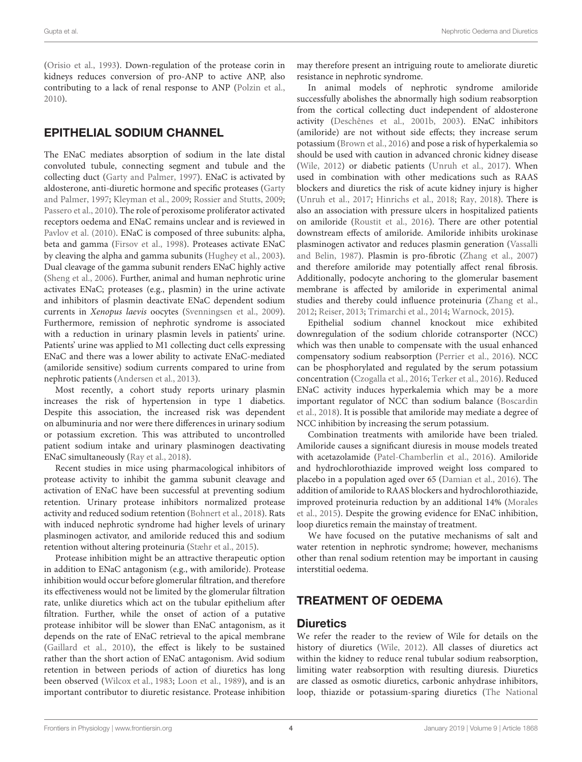(Orisio et al., 1993). Down-regulation of the protease corin in kidneys reduces conversion of pro-ANP to active ANP, also contributing to a lack of renal response to ANP (Polzin et al., 2010).

## EPITHELIAL SODIUM CHANNEL

The ENaC mediates absorption of sodium in the late distal convoluted tubule, connecting segment and tubule and the collecting duct (Garty and Palmer, 1997). ENaC is activated by aldosterone, anti-diuretic hormone and specific proteases (Garty and Palmer, 1997; Kleyman et al., 2009; Rossier and Stutts, 2009; Passero et al., 2010). The role of peroxisome proliferator activated receptors oedema and ENaC remains unclear and is reviewed in Pavlov et al. (2010). ENaC is composed of three subunits: alpha, beta and gamma (Firsov et al., 1998). Proteases activate ENaC by cleaving the alpha and gamma subunits (Hughey et al., 2003). Dual cleavage of the gamma subunit renders ENaC highly active (Sheng et al., 2006). Further, animal and human nephrotic urine activates ENaC; proteases (e.g., plasmin) in the urine activate and inhibitors of plasmin deactivate ENaC dependent sodium currents in *Xenopus laevis* oocytes (Svenningsen et al., 2009). Furthermore, remission of nephrotic syndrome is associated with a reduction in urinary plasmin levels in patients' urine. Patients' urine was applied to M1 collecting duct cells expressing ENaC and there was a lower ability to activate ENaC-mediated (amiloride sensitive) sodium currents compared to urine from nephrotic patients (Andersen et al., 2013).

Most recently, a cohort study reports urinary plasmin increases the risk of hypertension in type 1 diabetics. Despite this association, the increased risk was dependent on albuminuria and nor were there differences in urinary sodium or potassium excretion. This was attributed to uncontrolled patient sodium intake and urinary plasminogen deactivating ENaC simultaneously (Ray et al., 2018).

Recent studies in mice using pharmacological inhibitors of protease activity to inhibit the gamma subunit cleavage and activation of ENaC have been successful at preventing sodium retention. Urinary protease inhibitors normalized protease activity and reduced sodium retention (Bohnert et al., 2018). Rats with induced nephrotic syndrome had higher levels of urinary plasminogen activator, and amiloride reduced this and sodium retention without altering proteinuria (Stæhr et al., 2015).

Protease inhibition might be an attractive therapeutic option in addition to ENaC antagonism (e.g., with amiloride). Protease inhibition would occur before glomerular filtration, and therefore its effectiveness would not be limited by the glomerular filtration rate, unlike diuretics which act on the tubular epithelium after filtration. Further, while the onset of action of a putative protease inhibitor will be slower than ENaC antagonism, as it depends on the rate of ENaC retrieval to the apical membrane (Gaillard et al., 2010), the effect is likely to be sustained rather than the short action of ENaC antagonism. Avid sodium retention in between periods of action of diuretics has long been observed (Wilcox et al., 1983; Loon et al., 1989), and is an important contributor to diuretic resistance. Protease inhibition may therefore present an intriguing route to ameliorate diuretic resistance in nephrotic syndrome.

In animal models of nephrotic syndrome amiloride successfully abolishes the abnormally high sodium reabsorption from the cortical collecting duct independent of aldosterone activity (Deschênes et al., 2001b, 2003). ENaC inhibitors (amiloride) are not without side effects; they increase serum potassium (Brown et al., 2016) and pose a risk of hyperkalemia so should be used with caution in advanced chronic kidney disease (Wile, 2012) or diabetic patients (Unruh et al., 2017). When used in combination with other medications such as RAAS blockers and diuretics the risk of acute kidney injury is higher (Unruh et al., 2017; Hinrichs et al., 2018; Ray, 2018). There is also an association with pressure ulcers in hospitalized patients on amiloride (Roustit et al., 2016). There are other potential downstream effects of amiloride. Amiloride inhibits urokinase plasminogen activator and reduces plasmin generation (Vassalli and Belin, 1987). Plasmin is pro-fibrotic (Zhang et al., 2007) and therefore amiloride may potentially affect renal fibrosis. Additionally, podocyte anchoring to the glomerular basement membrane is affected by amiloride in experimental animal studies and thereby could influence proteinuria (Zhang et al., 2012; Reiser, 2013; Trimarchi et al., 2014; Warnock, 2015).

Epithelial sodium channel knockout mice exhibited downregulation of the sodium chloride cotransporter (NCC) which was then unable to compensate with the usual enhanced compensatory sodium reabsorption (Perrier et al., 2016). NCC can be phosphorylated and regulated by the serum potassium concentration (Czogalla et al., 2016; Terker et al., 2016). Reduced ENaC activity induces hyperkalemia which may be a more important regulator of NCC than sodium balance (Boscardin et al., 2018). It is possible that amiloride may mediate a degree of NCC inhibition by increasing the serum potassium.

Combination treatments with amiloride have been trialed. Amiloride causes a significant diuresis in mouse models treated with acetazolamide (Patel-Chamberlin et al., 2016). Amiloride and hydrochlorothiazide improved weight loss compared to placebo in a population aged over 65 (Damian et al., 2016). The addition of amiloride to RAAS blockers and hydrochlorothiazide, improved proteinuria reduction by an additional 14% (Morales et al., 2015). Despite the growing evidence for ENaC inhibition, loop diuretics remain the mainstay of treatment.

We have focused on the putative mechanisms of salt and water retention in nephrotic syndrome; however, mechanisms other than renal sodium retention may be important in causing interstitial oedema.

## TREATMENT OF OEDEMA

### Diuretics

We refer the reader to the review of Wile for details on the history of diuretics (Wile, 2012). All classes of diuretics act within the kidney to reduce renal tubular sodium reabsorption, limiting water reabsorption with resulting diuresis. Diuretics are classed as osmotic diuretics, carbonic anhydrase inhibitors, loop, thiazide or potassium-sparing diuretics (The National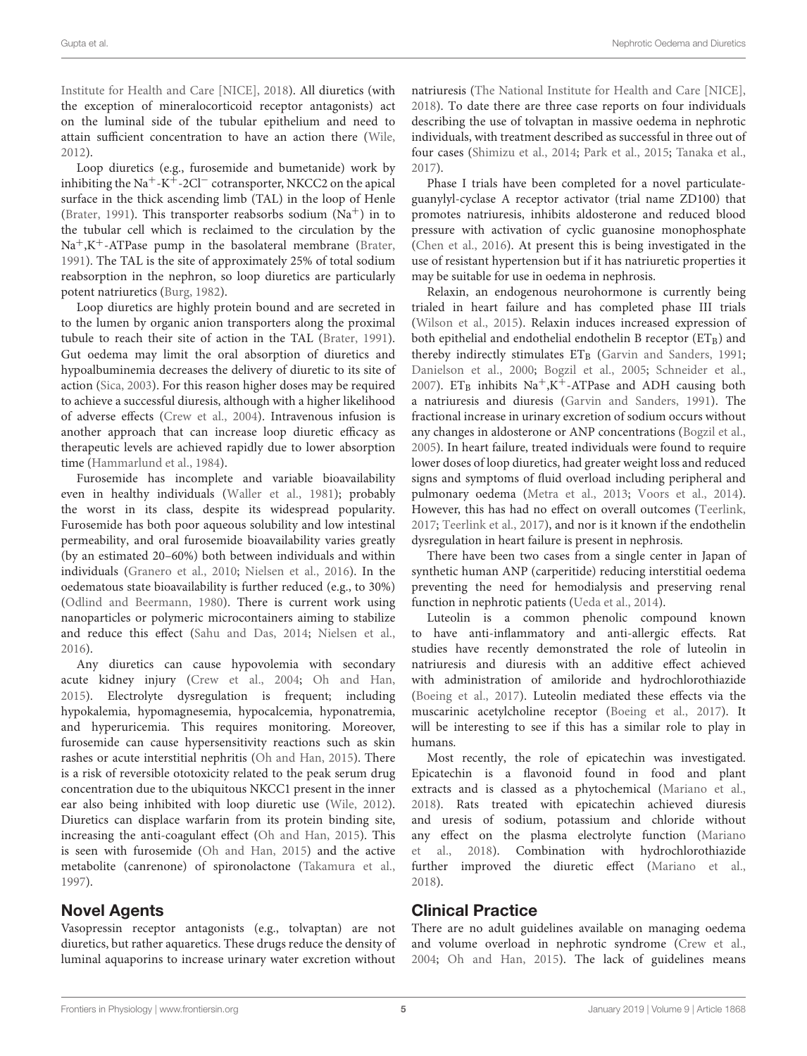Institute for Health and Care [NICE], 2018). All diuretics (with the exception of mineralocorticoid receptor antagonists) act on the luminal side of the tubular epithelium and need to attain sufficient concentration to have an action there (Wile, 2012).

Loop diuretics (e.g., furosemide and bumetanide) work by inhibiting the $Na^{+}$-$K^{+}$-$2Cl^{-}$ cotransporter, NKCC2 on the apical surface in the thick ascending limb (TAL) in the loop of Henle (Brater, 1991). This transporter reabsorbs sodium ($Na^{+}$) in to the tubular cell which is reclaimed to the circulation by the $Na^{+}$,$K^{+}$-ATPase pump in the basolateral membrane (Brater, 1991). The TAL is the site of approximately 25% of total sodium reabsorption in the nephron, so loop diuretics are particularly potent natriuretics (Burg, 1982).

Loop diuretics are highly protein bound and are secreted in to the lumen by organic anion transporters along the proximal tubule to reach their site of action in the TAL (Brater, 1991). Gut oedema may limit the oral absorption of diuretics and hypoalbuminemia decreases the delivery of diuretic to its site of action (Sica, 2003). For this reason higher doses may be required to achieve a successful diuresis, although with a higher likelihood of adverse effects (Crew et al., 2004). Intravenous infusion is another approach that can increase loop diuretic efficacy as therapeutic levels are achieved rapidly due to lower absorption time (Hammarlund et al., 1984).

Furosemide has incomplete and variable bioavailability even in healthy individuals (Waller et al., 1981); probably the worst in its class, despite its widespread popularity. Furosemide has both poor aqueous solubility and low intestinal permeability, and oral furosemide bioavailability varies greatly (by an estimated 20–60%) both between individuals and within individuals (Granero et al., 2010; Nielsen et al., 2016). In the oedematous state bioavailability is further reduced (e.g., to 30%) (Odlind and Beermann, 1980). There is current work using nanoparticles or polymeric microcontainers aiming to stabilize and reduce this effect (Sahu and Das, 2014; Nielsen et al., 2016).

Any diuretics can cause hypovolemia with secondary acute kidney injury (Crew et al., 2004; Oh and Han, 2015). Electrolyte dysregulation is frequent; including hypokalemia, hypomagnesemia, hypocalcemia, hyponatremia, and hyperuricemia. This requires monitoring. Moreover, furosemide can cause hypersensitivity reactions such as skin rashes or acute interstitial nephritis (Oh and Han, 2015). There is a risk of reversible ototoxicity related to the peak serum drug concentration due to the ubiquitous NKCC1 present in the inner ear also being inhibited with loop diuretic use (Wile, 2012). Diuretics can displace warfarin from its protein binding site, increasing the anti-coagulant effect (Oh and Han, 2015). This is seen with furosemide (Oh and Han, 2015) and the active metabolite (canrenone) of spironolactone (Takamura et al., 1997).

## Novel Agents

Vasopressin receptor antagonists (e.g., tolvaptan) are not diuretics, but rather aquaretics. These drugs reduce the density of luminal aquaporins to increase urinary water excretion without natriuresis (The National Institute for Health and Care [NICE], 2018). To date there are three case reports on four individuals describing the use of tolvaptan in massive oedema in nephrotic individuals, with treatment described as successful in three out of four cases (Shimizu et al., 2014; Park et al., 2015; Tanaka et al., 2017).

Phase I trials have been completed for a novel particulate-guanylyl-cyclase A receptor activator (trial name ZD100) that promotes natriuresis, inhibits aldosterone and reduced blood pressure with activation of cyclic guanosine monophosphate (Chen et al., 2016). At present this is being investigated in the use of resistant hypertension but if it has natriuretic properties it may be suitable for use in oedema in nephrosis.

Relaxin, an endogenous neurohormone is currently being trialed in heart failure and has completed phase III trials (Wilson et al., 2015). Relaxin induces increased expression of both epithelial and endothelial endothelin B receptor ($ET_B$) and thereby indirectly stimulates $ET_B$ (Garvin and Sanders, 1991; Danielson et al., 2000; Bogzil et al., 2005; Schneider et al., 2007). $ET_B$ inhibits $Na^{+}$,$K^{+}$-ATPase and ADH causing both a natriuresis and diuresis (Garvin and Sanders, 1991). The fractional increase in urinary excretion of sodium occurs without any changes in aldosterone or ANP concentrations (Bogzil et al., 2005). In heart failure, treated individuals were found to require lower doses of loop diuretics, had greater weight loss and reduced signs and symptoms of fluid overload including peripheral and pulmonary oedema (Metra et al., 2013; Voors et al., 2014). However, this has had no effect on overall outcomes (Teerlink, 2017; Teerlink et al., 2017), and nor is it known if the endothelin dysregulation in heart failure is present in nephrosis.

There have been two cases from a single center in Japan of synthetic human ANP (carperitide) reducing interstitial oedema preventing the need for hemodialysis and preserving renal function in nephrotic patients (Ueda et al., 2014).

Luteolin is a common phenolic compound known to have anti-inflammatory and anti-allergic effects. Rat studies have recently demonstrated the role of luteolin in natriuresis and diuresis with an additive effect achieved with administration of amiloride and hydrochlorothiazide (Boeing et al., 2017). Luteolin mediated these effects via the muscarinic acetylcholine receptor (Boeing et al., 2017). It will be interesting to see if this has a similar role to play in humans.

Most recently, the role of epicatechin was investigated. Epicatechin is a flavonoid found in food and plant extracts and is classed as a phytochemical (Mariano et al., 2018). Rats treated with epicatechin achieved diuresis and uresis of sodium, potassium and chloride without any effect on the plasma electrolyte function (Mariano et al., 2018). Combination with hydrochlorothiazide further improved the diuretic effect (Mariano et al., 2018).

## Clinical Practice

There are no adult guidelines available on managing oedema and volume overload in nephrotic syndrome (Crew et al., 2004; Oh and Han, 2015). The lack of guidelines means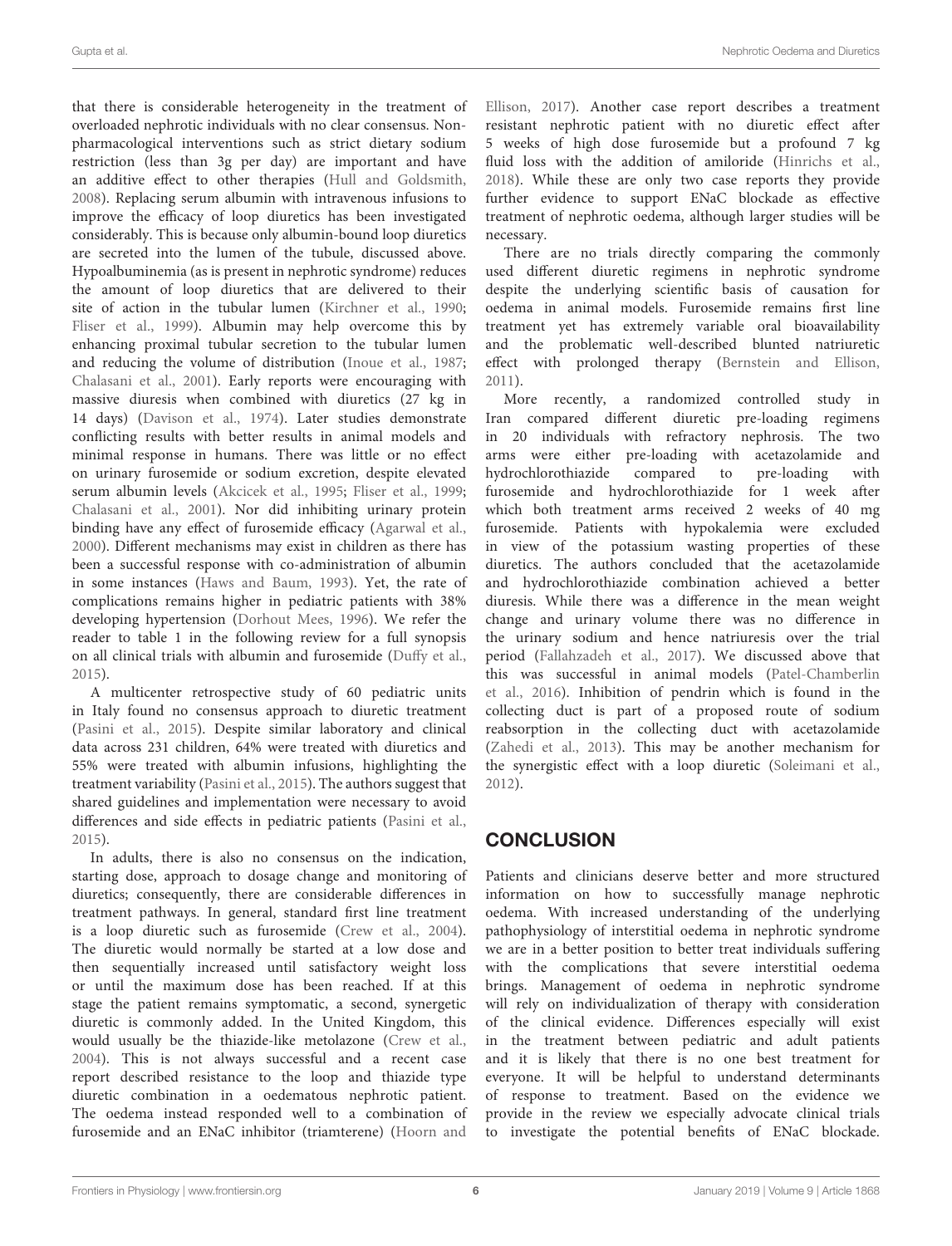that there is considerable heterogeneity in the treatment of overloaded nephrotic individuals with no clear consensus. Non-pharmacological interventions such as strict dietary sodium restriction (less than 3g per day) are important and have an additive effect to other therapies (Hull and Goldsmith, 2008). Replacing serum albumin with intravenous infusions to improve the efficacy of loop diuretics has been investigated considerably. This is because only albumin-bound loop diuretics are secreted into the lumen of the tubule, discussed above. Hypoalbuminemia (as is present in nephrotic syndrome) reduces the amount of loop diuretics that are delivered to their site of action in the tubular lumen (Kirchner et al., 1990; Fliser et al., 1999). Albumin may help overcome this by enhancing proximal tubular secretion to the tubular lumen and reducing the volume of distribution (Inoue et al., 1987; Chalasani et al., 2001). Early reports were encouraging with massive diuresis when combined with diuretics (27 kg in 14 days) (Davison et al., 1974). Later studies demonstrate conflicting results with better results in animal models and minimal response in humans. There was little or no effect on urinary furosemide or sodium excretion, despite elevated serum albumin levels (Akcicek et al., 1995; Fliser et al., 1999; Chalasani et al., 2001). Nor did inhibiting urinary protein binding have any effect of furosemide efficacy (Agarwal et al., 2000). Different mechanisms may exist in children as there has been a successful response with co-administration of albumin in some instances (Haws and Baum, 1993). Yet, the rate of complications remains higher in pediatric patients with 38% developing hypertension (Dorhout Mees, 1996). We refer the reader to table 1 in the following review for a full synopsis on all clinical trials with albumin and furosemide (Duffy et al., 2015).

A multicenter retrospective study of 60 pediatric units in Italy found no consensus approach to diuretic treatment (Pasini et al., 2015). Despite similar laboratory and clinical data across 231 children, 64% were treated with diuretics and 55% were treated with albumin infusions, highlighting the treatment variability (Pasini et al., 2015). The authors suggest that shared guidelines and implementation were necessary to avoid differences and side effects in pediatric patients (Pasini et al., 2015).

In adults, there is also no consensus on the indication, starting dose, approach to dosage change and monitoring of diuretics; consequently, there are considerable differences in treatment pathways. In general, standard first line treatment is a loop diuretic such as furosemide (Crew et al., 2004). The diuretic would normally be started at a low dose and then sequentially increased until satisfactory weight loss or until the maximum dose has been reached. If at this stage the patient remains symptomatic, a second, synergetic diuretic is commonly added. In the United Kingdom, this would usually be the thiazide-like metolazone (Crew et al., 2004). This is not always successful and a recent case report described resistance to the loop and thiazide type diuretic combination in a oedematous nephrotic patient. The oedema instead responded well to a combination of furosemide and an ENaC inhibitor (triamterene) (Hoorn and Ellison, 2017). Another case report describes a treatment resistant nephrotic patient with no diuretic effect after 5 weeks of high dose furosemide but a profound 7 kg fluid loss with the addition of amiloride (Hinrichs et al., 2018). While these are only two case reports they provide further evidence to support ENaC blockade as effective treatment of nephrotic oedema, although larger studies will be necessary.

There are no trials directly comparing the commonly used different diuretic regimens in nephrotic syndrome despite the underlying scientific basis of causation for oedema in animal models. Furosemide remains first line treatment yet has extremely variable oral bioavailability and the problematic well-described blunted natriuretic effect with prolonged therapy (Bernstein and Ellison, 2011).

More recently, a randomized controlled study in Iran compared different diuretic pre-loading regimens in 20 individuals with refractory nephrosis. The two arms were either pre-loading with acetazolamide and hydrochlorothiazide compared to pre-loading with furosemide and hydrochlorothiazide for 1 week after which both treatment arms received 2 weeks of 40 mg furosemide. Patients with hypokalemia were excluded in view of the potassium wasting properties of these diuretics. The authors concluded that the acetazolamide and hydrochlorothiazide combination achieved a better diuresis. While there was a difference in the mean weight change and urinary volume there was no difference in the urinary sodium and hence natriuresis over the trial period (Fallahzadeh et al., 2017). We discussed above that this was successful in animal models (Patel-Chamberlin et al., 2016). Inhibition of pendrin which is found in the collecting duct is part of a proposed route of sodium reabsorption in the collecting duct with acetazolamide (Zahedi et al., 2013). This may be another mechanism for the synergistic effect with a loop diuretic (Soleimani et al., 2012).

## CONCLUSION

Patients and clinicians deserve better and more structured information on how to successfully manage nephrotic oedema. With increased understanding of the underlying pathophysiology of interstitial oedema in nephrotic syndrome we are in a better position to better treat individuals suffering with the complications that severe interstitial oedema brings. Management of oedema in nephrotic syndrome will rely on individualization of therapy with consideration of the clinical evidence. Differences especially will exist in the treatment between pediatric and adult patients and it is likely that there is no one best treatment for everyone. It will be helpful to understand determinants of response to treatment. Based on the evidence we provide in the review we especially advocate clinical trials to investigate the potential benefits of ENaC blockade.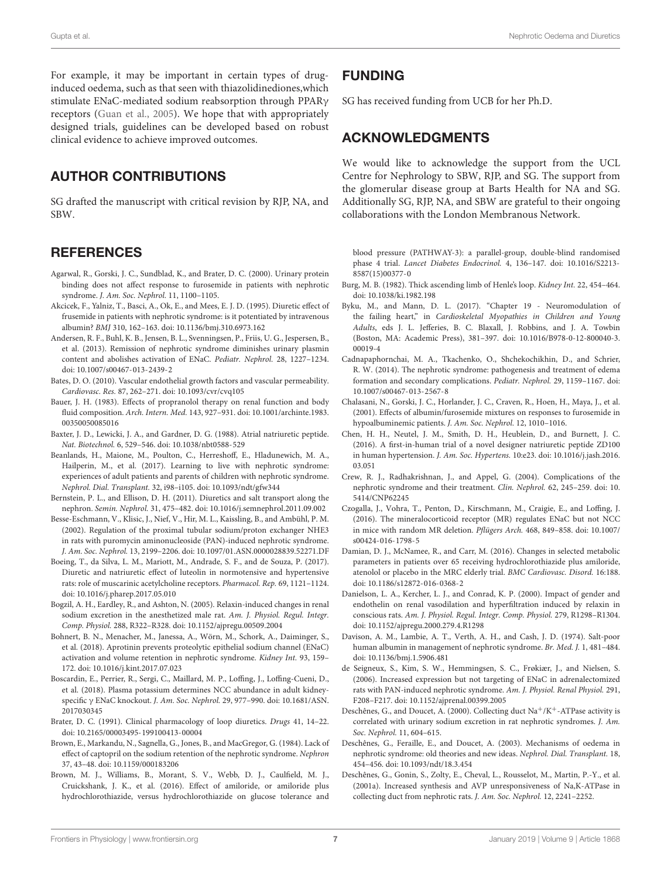For example, it may be important in certain types of drug-induced oedema, such as that seen with thiazolidinediones,which stimulate ENaC-mediated sodium reabsorption through PPARγ receptors (Guan et al., 2005). We hope that with appropriately designed trials, guidelines can be developed based on robust clinical evidence to achieve improved outcomes.

## AUTHOR CONTRIBUTIONS

SG drafted the manuscript with critical revision by RJP, NA, and SBW.

## FUNDING

SG has received funding from UCB for her Ph.D.

## ACKNOWLEDGMENTS

We would like to acknowledge the support from the UCL Centre for Nephrology to SBW, RJP, and SG. The support from the glomerular disease group at Barts Health for NA and SG. Additionally SG, RJP, NA, and SBW are grateful to their ongoing collaborations with the London Membranous Network.

## REFERENCES

Agarwal, R., Gorski, J. C., Sundblad, K., and Brater, D. C. (2000). Urinary protein binding does not affect response to furosemide in patients with nephrotic syndrome. *J. Am. Soc. Nephrol.* 11, 1100–1105.

Akcicek, F., Yalniz, T., Basci, A., Ok, E., and Mees, E. J. D. (1995). Diuretic effect of frusemide in patients with nephrotic syndrome: is it potentiated by intravenous albumin? *BMJ* 310, 162–163. doi: 10.1136/bmj.310.6973.162

Andersen, R. F., Buhl, K. B., Jensen, B. L., Svenningsen, P., Friis, U. G., Jespersen, B., et al. (2013). Remission of nephrotic syndrome diminishes urinary plasmin content and abolishes activation of ENaC. *Pediatr. Nephrol.* 28, 1227–1234. doi: 10.1007/s00467-013-2439-2

Bates, D. O. (2010). Vascular endothelial growth factors and vascular permeability. *Cardiovasc. Res.* 87, 262–271. doi: 10.1093/cvr/cvq105

Bauer, J. H. (1983). Effects of propranolol therapy on renal function and body fluid composition. *Arch. Intern. Med.* 143, 927–931. doi: 10.1001/archinte.1983.00350050085016

Baxter, J. D., Lewicki, J. A., and Gardner, D. G. (1988). Atrial natriuretic peptide. *Nat. Biotechnol.* 6, 529–546. doi: 10.1038/nbt0588-529

Beanlands, H., Maione, M., Poulton, C., Herreshoff, E., Hladunewich, M. A., Hailperin, M., et al. (2017). Learning to live with nephrotic syndrome: experiences of adult patients and parents of children with nephrotic syndrome. *Nephrol. Dial. Transplant.* 32, i98–i105. doi: 10.1093/ndt/gfw344

Bernstein, P. L., and Ellison, D. H. (2011). Diuretics and salt transport along the nephron. *Semin. Nephrol.* 31, 475–482. doi: 10.1016/j.semnephrol.2011.09.002

Besse-Eschmann, V., Klisic, J., Nief, V., Hir, M. L., Kaissling, B., and Ambühl, P. M. (2002). Regulation of the proximal tubular sodium/proton exchanger NHE3 in rats with puromycin aminonucleoside (PAN)-induced nephrotic syndrome. *J. Am. Soc. Nephrol.* 13, 2199–2206. doi: 10.1097/01.ASN.0000028839.52271.DF

Boeing, T., da Silva, L. M., Mariott, M., Andrade, S. F., and de Souza, P. (2017). Diuretic and natriuretic effect of luteolin in normotensive and hypertensive rats: role of muscarinic acetylcholine receptors. *Pharmacol. Rep.* 69, 1121–1124. doi: 10.1016/j.pharep.2017.05.010

Bogzil, A. H., Eardley, R., and Ashton, N. (2005). Relaxin-induced changes in renal sodium excretion in the anesthetized male rat. *Am. J. Physiol. Regul. Integr. Comp. Physiol.* 288, R322–R328. doi: 10.1152/ajpregu.00509.2004

Bohnert, B. N., Menacher, M., Janessa, A., Wörn, M., Schork, A., Daiminger, S., et al. (2018). Aprotinin prevents proteolytic epithelial sodium channel (ENaC) activation and volume retention in nephrotic syndrome. *Kidney Int.* 93, 159–172. doi: 10.1016/j.kint.2017.07.023

Boscardin, E., Perrier, R., Sergi, C., Maillard, M. P., Loffing, J., Loffing-Cueni, D., et al. (2018). Plasma potassium determines NCC abundance in adult kidney-specific γ ENaC knockout. *J. Am. Soc. Nephrol.* 29, 977–990. doi: 10.1681/ASN.2017030345

Brater, D. C. (1991). Clinical pharmacology of loop diuretics. *Drugs* 41, 14–22. doi: 10.2165/00003495-199100413-00004

Brown, E., Markandu, N., Sagnella, G., Jones, B., and MacGregor, G. (1984). Lack of effect of captopril on the sodium retention of the nephrotic syndrome. *Nephron* 37, 43–48. doi: 10.1159/000183206

Brown, M. J., Williams, B., Morant, S. V., Webb, D. J., Caulfield, M. J., Cruickshank, J. K., et al. (2016). Effect of amiloride, or amiloride plus hydrochlorothiazide, versus hydrochlorothiazide on glucose tolerance and blood pressure (PATHWAY-3): a parallel-group, double-blind randomised phase 4 trial. *Lancet Diabetes Endocrinol.* 4, 136–147. doi: 10.1016/S2213-8587(15)00377-0

Burg, M. B. (1982). Thick ascending limb of Henle's loop. *Kidney Int.* 22, 454–464. doi: 10.1038/ki.1982.198

Byku, M., and Mann, D. L. (2017). "Chapter 19 - Neuromodulation of the failing heart," in *Cardioskeletal Myopathies in Children and Young Adults*, eds J. L. Jefferies, B. C. Blaxall, J. Robbins, and J. A. Towbin (Boston, MA: Academic Press), 381–397. doi: 10.1016/B978-0-12-800040-3.00019-4

Cadnapaphornchai, M. A., Tkachenko, O., Shchekochikhin, D., and Schrier, R. W. (2014). The nephrotic syndrome: pathogenesis and treatment of edema formation and secondary complications. *Pediatr. Nephrol.* 29, 1159–1167. doi: 10.1007/s00467-013-2567-8

Chalasani, N., Gorski, J. C., Horlander, J. C., Craven, R., Hoen, H., Maya, J., et al. (2001). Effects of albumin/furosemide mixtures on responses to furosemide in hypoalbuminemic patients. *J. Am. Soc. Nephrol.* 12, 1010–1016.

Chen, H. H., Neutel, J. M., Smith, D. H., Heublein, D., and Burnett, J. C. (2016). A first-in-human trial of a novel designer natriuretic peptide ZD100 in human hypertension. *J. Am. Soc. Hypertens.* 10:e23. doi: 10.1016/j.jash.2016.03.051

Crew, R. J., Radhakrishnan, J., and Appel, G. (2004). Complications of the nephrotic syndrome and their treatment. *Clin. Nephrol.* 62, 245–259. doi: 10.5414/CNP62245

Czogalla, J., Vohra, T., Penton, D., Kirschmann, M., Craigie, E., and Loffing, J. (2016). The mineralocorticoid receptor (MR) regulates ENaC but not NCC in mice with random MR deletion. *Pflügers Arch.* 468, 849–858. doi: 10.1007/s00424-016-1798-5

Damian, D. J., McNamee, R., and Carr, M. (2016). Changes in selected metabolic parameters in patients over 65 receiving hydrochlorothiazide plus amiloride, atenolol or placebo in the MRC elderly trial. *BMC Cardiovasc. Disord.* 16:188. doi: 10.1186/s12872-016-0368-2

Danielson, L. A., Kercher, L. J., and Conrad, K. P. (2000). Impact of gender and endothelin on renal vasodilation and hyperfiltration induced by relaxin in conscious rats. *Am. J. Physiol. Regul. Integr. Comp. Physiol.* 279, R1298–R1304. doi: 10.1152/ajpregu.2000.279.4.R1298

Davison, A. M., Lambie, A. T., Verth, A. H., and Cash, J. D. (1974). Salt-poor human albumin in management of nephrotic syndrome. *Br. Med. J.* 1, 481–484. doi: 10.1136/bmj.1.5906.481

de Seigneux, S., Kim, S. W., Hemmingsen, S. C., Frøkiær, J., and Nielsen, S. (2006). Increased expression but not targeting of ENaC in adrenalectomized rats with PAN-induced nephrotic syndrome. *Am. J. Physiol. Renal Physiol.* 291, F208–F217. doi: 10.1152/ajprenal.00399.2005

Deschênes, G., and Doucet, A. (2000). Collecting duct $Na^+/K^+$-ATPase activity is correlated with urinary sodium excretion in rat nephrotic syndromes. *J. Am. Soc. Nephrol.* 11, 604–615.

Deschênes, G., Feraille, E., and Doucet, A. (2003). Mechanisms of oedema in nephrotic syndrome: old theories and new ideas. *Nephrol. Dial. Transplant.* 18, 454–456. doi: 10.1093/ndt/18.3.454

Deschênes, G., Gonin, S., Zolty, E., Cheval, L., Rousselot, M., Martin, P.-Y., et al. (2001a). Increased synthesis and AVP unresponsiveness of Na,K-ATPase in collecting duct from nephrotic rats. *J. Am. Soc. Nephrol.* 12, 2241–2252.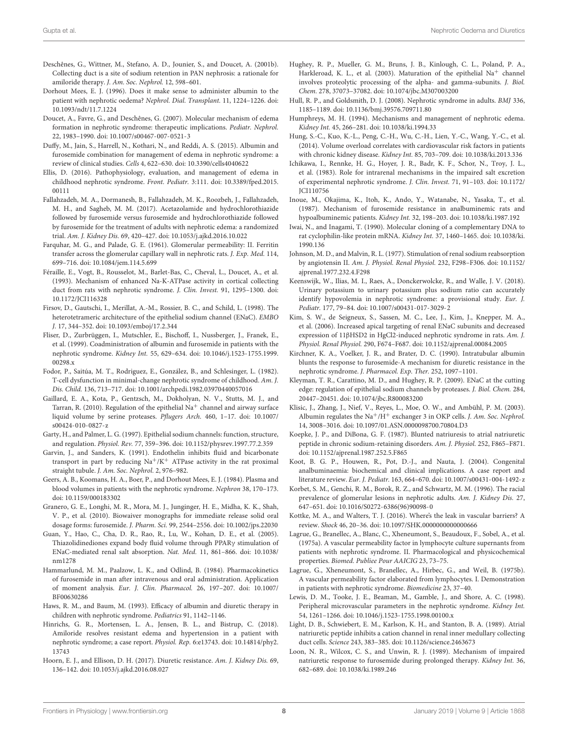Deschênes, G., Wittner, M., Stefano, A. D., Jounier, S., and Doucet, A. (2001b). Collecting duct is a site of sodium retention in PAN nephrosis: a rationale for amiloride therapy. *J. Am. Soc. Nephrol.* 12, 598–601.

Dorhout Mees, E. J. (1996). Does it make sense to administer albumin to the patient with nephrotic oedema? *Nephrol. Dial. Transplant.* 11, 1224–1226. doi: 10.1093/ndt/11.7.1224

Doucet, A., Favre, G., and Deschênes, G. (2007). Molecular mechanism of edema formation in nephrotic syndrome: therapeutic implications. *Pediatr. Nephrol.* 22, 1983–1990. doi: 10.1007/s00467-007-0521-3

Duffy, M., Jain, S., Harrell, N., Kothari, N., and Reddi, A. S. (2015). Albumin and furosemide combination for management of edema in nephrotic syndrome: a review of clinical studies. *Cells* 4, 622–630. doi: 10.3390/cells4040622

Ellis, D. (2016). Pathophysiology, evaluation, and management of edema in childhood nephrotic syndrome. *Front. Pediatr.* 3:111. doi: 10.3389/fped.2015.00111

Fallahzadeh, M. A., Dormanesh, B., Fallahzadeh, M. K., Roozbeh, J., Fallahzadeh, M. H., and Sagheb, M. M. (2017). Acetazolamide and hydrochlorothiazide followed by furosemide versus furosemide and hydrochlorothiazide followed by furosemide for the treatment of adults with nephrotic edema: a randomized trial. *Am. J. Kidney Dis.* 69, 420–427. doi: 10.1053/j.ajkd.2016.10.022

Farquhar, M. G., and Palade, G. E. (1961). Glomerular permeability: II. Ferritin transfer across the glomerular capillary wall in nephrotic rats. *J. Exp. Med.* 114, 699–716. doi: 10.1084/jem.114.5.699

Féraille, E., Vogt, B., Rousselot, M., Barlet-Bas, C., Cheval, L., Doucet, A., et al. (1993). Mechanism of enhanced Na-K-ATPase activity in cortical collecting duct from rats with nephrotic syndrome. *J. Clin. Invest.* 91, 1295–1300. doi: 10.1172/JCI116328

Firsov, D., Gautschi, I., Merillat, A.-M., Rossier, B. C., and Schild, L. (1998). The heterotetrameric architecture of the epithelial sodium channel (ENaC). *EMBO J.* 17, 344–352. doi: 10.1093/emboj/17.2.344

Fliser, D., Zurbrüggen, I., Mutschler, E., Bischoff, I., Nussberger, J., Franek, E., et al. (1999). Coadministration of albumin and furosemide in patients with the nephrotic syndrome. *Kidney Int.* 55, 629–634. doi: 10.1046/j.1523-1755.1999.00298.x

Fodor, P., Saitúa, M. T., Rodriguez, E., González, B., and Schlesinger, L. (1982). T-cell dysfunction in minimal-change nephrotic syndrome of childhood. *Am. J. Dis. Child.* 136, 713–717. doi: 10.1001/archpedi.1982.03970440057016

Gaillard, E. A., Kota, P., Gentzsch, M., Dokholyan, N. V., Stutts, M. J., and Tarran, R. (2010). Regulation of the epithelial $Na^{+}$ channel and airway surface liquid volume by serine proteases. *Pflugers Arch.* 460, 1–17. doi: 10.1007/s00424-010-0827-z

Garty, H., and Palmer, L. G. (1997). Epithelial sodium channels: function, structure, and regulation. *Physiol. Rev.* 77, 359–396. doi: 10.1152/physrev.1997.77.2.359

Garvin, J., and Sanders, K. (1991). Endothelin inhibits fluid and bicarbonate transport in part by reducing $Na^{+}/K^{+}$ ATPase activity in the rat proximal straight tubule. *J. Am. Soc. Nephrol.* 2, 976–982.

Geers, A. B., Koomans, H. A., Boer, P., and Dorhout Mees, E. J. (1984). Plasma and blood volumes in patients with the nephrotic syndrome. *Nephron* 38, 170–173. doi: 10.1159/000183302

Granero, G. E., Longhi, M. R., Mora, M. J., Junginger, H. E., Midha, K. K., Shah, V. P., et al. (2010). Biowaiver monographs for immediate release solid oral dosage forms: furosemide. *J. Pharm. Sci.* 99, 2544–2556. doi: 10.1002/jps.22030

Guan, Y., Hao, C., Cha, D. R., Rao, R., Lu, W., Kohan, D. E., et al. (2005). Thiazolidinediones expand body fluid volume through PPARγ stimulation of ENaC-mediated renal salt absorption. *Nat. Med.* 11, 861–866. doi: 10.1038/nm1278

Hammarlund, M. M., Paalzow, L. K., and Odlind, B. (1984). Pharmacokinetics of furosemide in man after intravenous and oral administration. Application of moment analysis. *Eur. J. Clin. Pharmacol.* 26, 197–207. doi: 10.1007/BF00630286

Haws, R. M., and Baum, M. (1993). Efficacy of albumin and diuretic therapy in children with nephrotic syndrome. *Pediatrics* 91, 1142–1146.

Hinrichs, G. R., Mortensen, L. A., Jensen, B. L., and Bistrup, C. (2018). Amiloride resolves resistant edema and hypertension in a patient with nephrotic syndrome; a case report. *Physiol. Rep.* 6:e13743. doi: 10.14814/phy2.13743

Hoorn, E. J., and Ellison, D. H. (2017). Diuretic resistance. *Am. J. Kidney Dis.* 69, 136–142. doi: 10.1053/j.ajkd.2016.08.027

Hughey, R. P., Mueller, G. M., Bruns, J. B., Kinlough, C. L., Poland, P. A., Harkleroad, K. L., et al. (2003). Maturation of the epithelial $Na^{+}$ channel involves proteolytic processing of the alpha- and gamma-subunits. *J. Biol. Chem.* 278, 37073–37082. doi: 10.1074/jbc.M307003200

Hull, R. P., and Goldsmith, D. J. (2008). Nephrotic syndrome in adults. *BMJ* 336, 1185–1189. doi: 10.1136/bmj.39576.709711.80

Humphreys, M. H. (1994). Mechanisms and management of nephrotic edema. *Kidney Int.* 45, 266–281. doi: 10.1038/ki.1994.33

Hung, S.-C., Kuo, K.-L., Peng, C.-H., Wu, C.-H., Lien, Y.-C., Wang, Y.-C., et al. (2014). Volume overload correlates with cardiovascular risk factors in patients with chronic kidney disease. *Kidney Int.* 85, 703–709. doi: 10.1038/ki.2013.336

Ichikawa, I., Rennke, H. G., Hoyer, J. R., Badr, K. F., Schor, N., Troy, J. L., et al. (1983). Role for intrarenal mechanisms in the impaired salt excretion of experimental nephrotic syndrome. *J. Clin. Invest.* 71, 91–103. doi: 10.1172/JCI110756

Inoue, M., Okajima, K., Itoh, K., Ando, Y., Watanabe, N., Yasaka, T., et al. (1987). Mechanism of furosemide resistance in analbuminemic rats and hypoalbuminemic patients. *Kidney Int.* 32, 198–203. doi: 10.1038/ki.1987.192

Iwai, N., and Inagami, T. (1990). Molecular cloning of a complementary DNA to rat cyclophilin-like protein mRNA. *Kidney Int.* 37, 1460–1465. doi: 10.1038/ki.1990.136

Johnson, M. D., and Malvin, R. L. (1977). Stimulation of renal sodium reabsorption by angiotensin II. *Am. J. Physiol. Renal Physiol.* 232, F298–F306. doi: 10.1152/ajprenal.1977.232.4.F298

Keenswijk, W., Ilias, M. I., Raes, A., Donckerwolcke, R., and Walle, J. V. (2018). Urinary potassium to urinary potassium plus sodium ratio can accurately identify hypovolemia in nephrotic syndrome: a provisional study. *Eur. J. Pediatr.* 177, 79–84. doi: 10.1007/s00431-017-3029-2

Kim, S. W., de Seigneux, S., Sassen, M. C., Lee, J., Kim, J., Knepper, M. A., et al. (2006). Increased apical targeting of renal ENaC subunits and decreased expression of 11βHSD2 in HgCl2-induced nephrotic syndrome in rats. *Am. J. Physiol. Renal Physiol.* 290, F674–F687. doi: 10.1152/ajprenal.00084.2005

Kirchner, K. A., Voelker, J. R., and Brater, D. C. (1990). Intratubular albumin blunts the response to furosemide-A mechanism for diuretic resistance in the nephrotic syndrome. *J. Pharmacol. Exp. Ther.* 252, 1097–1101.

Kleyman, T. R., Carattino, M. D., and Hughey, R. P. (2009). ENaC at the cutting edge: regulation of epithelial sodium channels by proteases. *J. Biol. Chem.* 284, 20447–20451. doi: 10.1074/jbc.R800083200

Klisic, J., Zhang, J., Nief, V., Reyes, L., Moe, O. W., and Ambühl, P. M. (2003). Albumin regulates the $Na^{+}/H^{+}$ exchanger 3 in OKP cells. *J. Am. Soc. Nephrol.* 14, 3008–3016. doi: 10.1097/01.ASN.0000098700.70804.D3

Koepke, J. P., and DiBona, G. F. (1987). Blunted natriuresis to atrial natriuretic peptide in chronic sodium-retaining disorders. *Am. J. Physiol.* 252, F865–F871. doi: 10.1152/ajprenal.1987.252.5.F865

Koot, B. G. P., Houwen, R., Pot, D.-J., and Nauta, J. (2004). Congenital analbuminaemia: biochemical and clinical implications. A case report and literature review. *Eur. J. Pediatr.* 163, 664–670. doi: 10.1007/s00431-004-1492-z

Korbet, S. M., Genchi, R. M., Borok, R. Z., and Schwartz, M. M. (1996). The racial prevalence of glomerular lesions in nephrotic adults. *Am. J. Kidney Dis.* 27, 647–651. doi: 10.1016/S0272-6386(96)90098-0

Kottke, M. A., and Walters, T. J. (2016). Where's the leak in vascular barriers? A review. *Shock* 46, 20–36. doi: 10.1097/SHK.0000000000000666

Lagrue, G., Branellec, A., Blanc, C., Xheneumont, S., Beaudoux, F., Sobel, A., et al. (1975a). A vascular permeability factor in lymphocyte culture supernants from patients with nephrotic syndrome. II. Pharmacological and physicochemical properties. *Biomed. Publiee Pour AAICIG* 23, 73–75.

Lagrue, G., Xheneumont, S., Branellec, A., Hirbec, G., and Weil, B. (1975b). A vascular permeability factor elaborated from lymphocytes. I. Demonstration in patients with nephrotic syndrome. *Biomedicine* 23, 37–40.

Lewis, D. M., Tooke, J. E., Beaman, M., Gamble, J., and Shore, A. C. (1998). Peripheral microvascular parameters in the nephrotic syndrome. *Kidney Int.* 54, 1261–1266. doi: 10.1046/j.1523-1755.1998.00100.x

Light, D. B., Schwiebert, E. M., Karlson, K. H., and Stanton, B. A. (1989). Atrial natriuretic peptide inhibits a cation channel in renal inner medullary collecting duct cells. *Science* 243, 383–385. doi: 10.1126/science.2463673

Loon, N. R., Wilcox, C. S., and Unwin, R. J. (1989). Mechanism of impaired natriuretic response to furosemide during prolonged therapy. *Kidney Int.* 36, 682–689. doi: 10.1038/ki.1989.246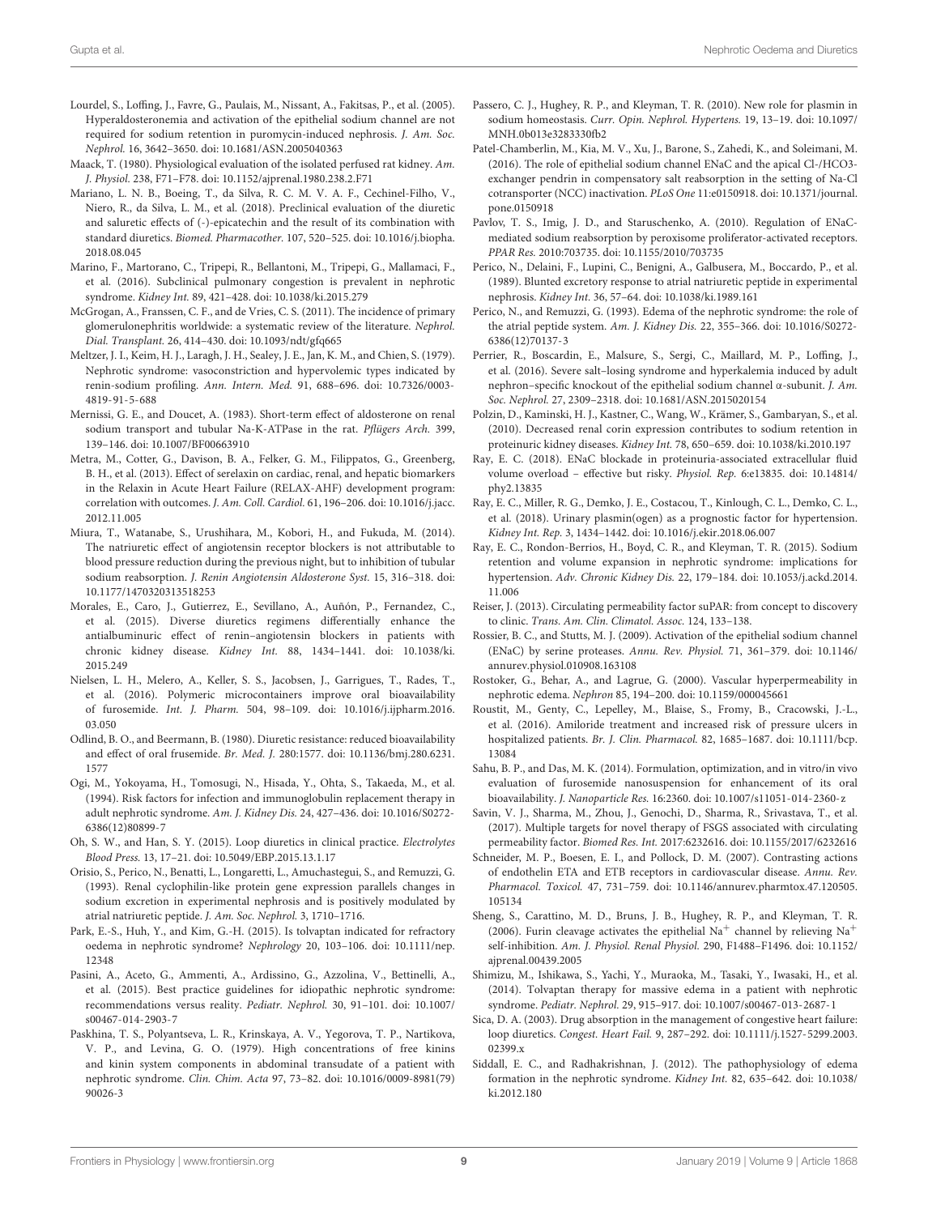Lourdel, S., Loffing, J., Favre, G., Paulais, M., Nissant, A., Fakitsas, P., et al. (2005). Hyperaldosteronemia and activation of the epithelial sodium channel are not required for sodium retention in puromycin-induced nephrosis. *J. Am. Soc. Nephrol.* 16, 3642–3650. doi: 10.1681/ASN.2005040363

Maack, T. (1980). Physiological evaluation of the isolated perfused rat kidney. *Am. J. Physiol.* 238, F71–F78. doi: 10.1152/ajprenal.1980.238.2.F71

Mariano, L. N. B., Boeing, T., da Silva, R. C. M. V. A. F., Cechinel-Filho, V., Niero, R., da Silva, L. M., et al. (2018). Preclinical evaluation of the diuretic and saluretic effects of (-)-epicatechin and the result of its combination with standard diuretics. *Biomed. Pharmacother.* 107, 520–525. doi: 10.1016/j.biopha.2018.08.045

Marino, F., Martorano, C., Tripepi, R., Bellantoni, M., Tripepi, G., Mallamaci, F., et al. (2016). Subclinical pulmonary congestion is prevalent in nephrotic syndrome. *Kidney Int.* 89, 421–428. doi: 10.1038/ki.2015.279

McGrogan, A., Franssen, C. F., and de Vries, C. S. (2011). The incidence of primary glomerulonephritis worldwide: a systematic review of the literature. *Nephrol. Dial. Transplant.* 26, 414–430. doi: 10.1093/ndt/gfq665

Meltzer, J. I., Keim, H. J., Laragh, J. H., Sealey, J. E., Jan, K. M., and Chien, S. (1979). Nephrotic syndrome: vasoconstriction and hypervolemic types indicated by renin-sodium profiling. *Ann. Intern. Med.* 91, 688–696. doi: 10.7326/0003-4819-91-5-688

Mernissi, G. E., and Doucet, A. (1983). Short-term effect of aldosterone on renal sodium transport and tubular Na-K-ATPase in the rat. *Pflügers Arch.* 399, 139–146. doi: 10.1007/BF00663910

Metra, M., Cotter, G., Davison, B. A., Felker, G. M., Filippatos, G., Greenberg, B. H., et al. (2013). Effect of serelaxin on cardiac, renal, and hepatic biomarkers in the Relaxin in Acute Heart Failure (RELAX-AHF) development program: correlation with outcomes. *J. Am. Coll. Cardiol.* 61, 196–206. doi: 10.1016/j.jacc.2012.11.005

Miura, T., Watanabe, S., Urushihara, M., Kobori, H., and Fukuda, M. (2014). The natriuretic effect of angiotensin receptor blockers is not attributable to blood pressure reduction during the previous night, but to inhibition of tubular sodium reabsorption. *J. Renin Angiotensin Aldosterone Syst.* 15, 316–318. doi: 10.1177/1470320313518253

Morales, E., Caro, J., Gutierrez, E., Sevillano, A., Auñón, P., Fernandez, C., et al. (2015). Diverse diuretics regimens differentially enhance the antialbuminuric effect of renin–angiotensin blockers in patients with chronic kidney disease. *Kidney Int.* 88, 1434–1441. doi: 10.1038/ki.2015.249

Nielsen, L. H., Melero, A., Keller, S. S., Jacobsen, J., Garrigues, T., Rades, T., et al. (2016). Polymeric microcontainers improve oral bioavailability of furosemide. *Int. J. Pharm.* 504, 98–109. doi: 10.1016/j.ijpharm.2016.03.050

Odlind, B. O., and Beermann, B. (1980). Diuretic resistance: reduced bioavailability and effect of oral frusemide. *Br. Med. J.* 280:1577. doi: 10.1136/bmj.280.6231.1577

Ogi, M., Yokoyama, H., Tomosugi, N., Hisada, Y., Ohta, S., Takaeda, M., et al. (1994). Risk factors for infection and immunoglobulin replacement therapy in adult nephrotic syndrome. *Am. J. Kidney Dis.* 24, 427–436. doi: 10.1016/S0272-6386(12)80899-7

Oh, S. W., and Han, S. Y. (2015). Loop diuretics in clinical practice. *Electrolytes Blood Press.* 13, 17–21. doi: 10.5049/EBP.2015.13.1.17

Orisio, S., Perico, N., Benatti, L., Longaretti, L., Amuchastegui, S., and Remuzzi, G. (1993). Renal cyclophilin-like protein gene expression parallels changes in sodium excretion in experimental nephrosis and is positively modulated by atrial natriuretic peptide. *J. Am. Soc. Nephrol.* 3, 1710–1716.

Park, E.-S., Huh, Y., and Kim, G.-H. (2015). Is tolvaptan indicated for refractory oedema in nephrotic syndrome? *Nephrology* 20, 103–106. doi: 10.1111/nep.12348

Pasini, A., Aceto, G., Ammenti, A., Ardissino, G., Azzolina, V., Bettinelli, A., et al. (2015). Best practice guidelines for idiopathic nephrotic syndrome: recommendations versus reality. *Pediatr. Nephrol.* 30, 91–101. doi: 10.1007/s00467-014-2903-7

Paskhina, T. S., Polyantseva, L. R., Krinskaya, A. V., Yegorova, T. P., Nartikova, V. P., and Levina, G. O. (1979). High concentrations of free kinins and kinin system components in abdominal transudate of a patient with nephrotic syndrome. *Clin. Chim. Acta* 97, 73–82. doi: 10.1016/0009-8981(79)90026-3

Passero, C. J., Hughey, R. P., and Kleyman, T. R. (2010). New role for plasmin in sodium homeostasis. *Curr. Opin. Nephrol. Hypertens.* 19, 13–19. doi: 10.1097/MNH.0b013e3283330fb2

Patel-Chamberlin, M., Kia, M. V., Xu, J., Barone, S., Zahedi, K., and Soleimani, M. (2016). The role of epithelial sodium channel ENaC and the apical Cl-/HCO3-exchanger pendrin in compensatory salt reabsorption in the setting of Na-Cl cotransporter (NCC) inactivation. *PLoS One* 11:e0150918. doi: 10.1371/journal.pone.0150918

Pavlov, T. S., Imig, J. D., and Staruschenko, A. (2010). Regulation of ENaC-mediated sodium reabsorption by peroxisome proliferator-activated receptors. *PPAR Res.* 2010:703735. doi: 10.1155/2010/703735

Perico, N., Delaini, F., Lupini, C., Benigni, A., Galbusera, M., Boccardo, P., et al. (1989). Blunted excretory response to atrial natriuretic peptide in experimental nephrosis. *Kidney Int.* 36, 57–64. doi: 10.1038/ki.1989.161

Perico, N., and Remuzzi, G. (1993). Edema of the nephrotic syndrome: the role of the atrial peptide system. *Am. J. Kidney Dis.* 22, 355–366. doi: 10.1016/S0272-6386(12)70137-3

Perrier, R., Boscardin, E., Malsure, S., Sergi, C., Maillard, M. P., Loffing, J., et al. (2016). Severe salt–losing syndrome and hyperkalemia induced by adult nephron–specific knockout of the epithelial sodium channel α-subunit. *J. Am. Soc. Nephrol.* 27, 2309–2318. doi: 10.1681/ASN.2015020154

Polzin, D., Kaminski, H. J., Kastner, C., Wang, W., Krämer, S., Gambaryan, S., et al. (2010). Decreased renal corin expression contributes to sodium retention in proteinuric kidney diseases. *Kidney Int.* 78, 650–659. doi: 10.1038/ki.2010.197

Ray, E. C. (2018). ENaC blockade in proteinuria-associated extracellular fluid volume overload – effective but risky. *Physiol. Rep.* 6:e13835. doi: 10.14814/phy2.13835

Ray, E. C., Miller, R. G., Demko, J. E., Costacou, T., Kinlough, C. L., Demko, C. L., et al. (2018). Urinary plasmin(ogen) as a prognostic factor for hypertension. *Kidney Int. Rep.* 3, 1434–1442. doi: 10.1016/j.ekir.2018.06.007

Ray, E. C., Rondon-Berrios, H., Boyd, C. R., and Kleyman, T. R. (2015). Sodium retention and volume expansion in nephrotic syndrome: implications for hypertension. *Adv. Chronic Kidney Dis.* 22, 179–184. doi: 10.1053/j.ackd.2014.11.006

Reiser, J. (2013). Circulating permeability factor suPAR: from concept to discovery to clinic. *Trans. Am. Clin. Climatol. Assoc.* 124, 133–138.

Rossier, B. C., and Stutts, M. J. (2009). Activation of the epithelial sodium channel (ENaC) by serine proteases. *Annu. Rev. Physiol.* 71, 361–379. doi: 10.1146/annurev.physiol.010908.163108

Rostoker, G., Behar, A., and Lagrue, G. (2000). Vascular hyperpermeability in nephrotic edema. *Nephron* 85, 194–200. doi: 10.1159/000045661

Roustit, M., Genty, C., Lepelley, M., Blaise, S., Fromy, B., Cracowski, J.-L., et al. (2016). Amiloride treatment and increased risk of pressure ulcers in hospitalized patients. *Br. J. Clin. Pharmacol.* 82, 1685–1687. doi: 10.1111/bcp.13084

Sahu, B. P., and Das, M. K. (2014). Formulation, optimization, and in vitro/in vivo evaluation of furosemide nanosuspension for enhancement of its oral bioavailability. *J. Nanoparticle Res.* 16:2360. doi: 10.1007/s11051-014-2360-z

Savin, V. J., Sharma, M., Zhou, J., Genochi, D., Sharma, R., Srivastava, T., et al. (2017). Multiple targets for novel therapy of FSGS associated with circulating permeability factor. *Biomed Res. Int.* 2017:6232616. doi: 10.1155/2017/6232616

Schneider, M. P., Boesen, E. I., and Pollock, D. M. (2007). Contrasting actions of endothelin ETA and ETB receptors in cardiovascular disease. *Annu. Rev. Pharmacol. Toxicol.* 47, 731–759. doi: 10.1146/annurev.pharmtox.47.120505.105134

Sheng, S., Carattino, M. D., Bruns, J. B., Hughey, R. P., and Kleyman, T. R. (2006). Furin cleavage activates the epithelial $Na^+$ channel by relieving $Na^+$ self-inhibition. *Am. J. Physiol. Renal Physiol.* 290, F1488–F1496. doi: 10.1152/ajprenal.00439.2005

Shimizu, M., Ishikawa, S., Yachi, Y., Muraoka, M., Tasaki, Y., Iwasaki, H., et al. (2014). Tolvaptan therapy for massive edema in a patient with nephrotic syndrome. *Pediatr. Nephrol.* 29, 915–917. doi: 10.1007/s00467-013-2687-1

Sica, D. A. (2003). Drug absorption in the management of congestive heart failure: loop diuretics. *Congest. Heart Fail.* 9, 287–292. doi: 10.1111/j.1527-5299.2003.02399.x

Siddall, E. C., and Radhakrishnan, J. (2012). The pathophysiology of edema formation in the nephrotic syndrome. *Kidney Int.* 82, 635–642. doi: 10.1038/ki.2012.180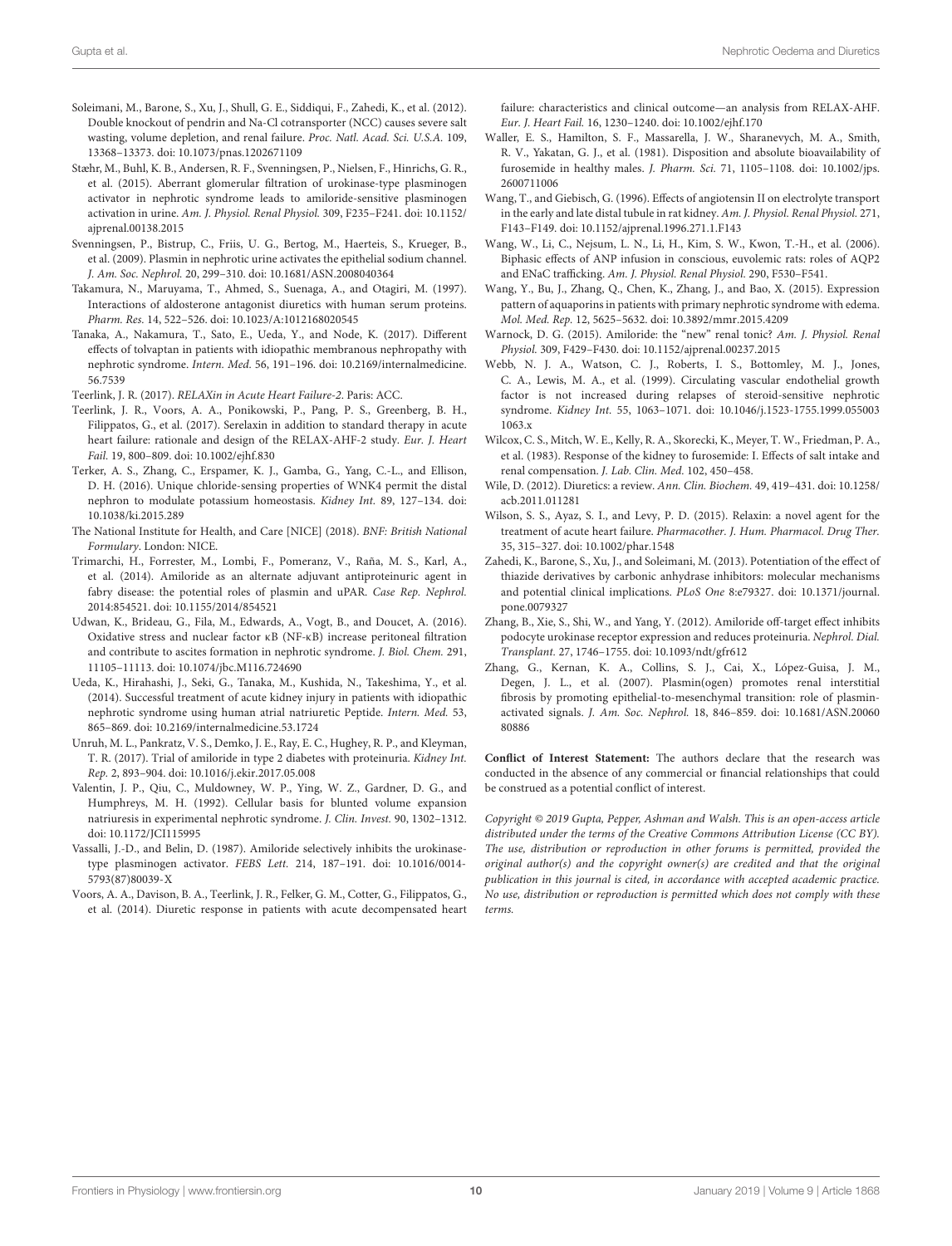Soleimani, M., Barone, S., Xu, J., Shull, G. E., Siddiqui, F., Zahedi, K., et al. (2012). Double knockout of pendrin and Na-Cl cotransporter (NCC) causes severe salt wasting, volume depletion, and renal failure. *Proc. Natl. Acad. Sci. U.S.A.* 109, 13368–13373. doi: 10.1073/pnas.1202671109

Stæhr, M., Buhl, K. B., Andersen, R. F., Svenningsen, P., Nielsen, F., Hinrichs, G. R., et al. (2015). Aberrant glomerular filtration of urokinase-type plasminogen activator in nephrotic syndrome leads to amiloride-sensitive plasminogen activation in urine. *Am. J. Physiol. Renal Physiol.* 309, F235–F241. doi: 10.1152/ajprenal.00138.2015

Svenningsen, P., Bistrup, C., Friis, U. G., Bertog, M., Haerteis, S., Krueger, B., et al. (2009). Plasmin in nephrotic urine activates the epithelial sodium channel. *J. Am. Soc. Nephrol.* 20, 299–310. doi: 10.1681/ASN.2008040364

Takamura, N., Maruyama, T., Ahmed, S., Suenaga, A., and Otagiri, M. (1997). Interactions of aldosterone antagonist diuretics with human serum proteins. *Pharm. Res.* 14, 522–526. doi: 10.1023/A:1012168020545

Tanaka, A., Nakamura, T., Sato, E., Ueda, Y., and Node, K. (2017). Different effects of tolvaptan in patients with idiopathic membranous nephropathy with nephrotic syndrome. *Intern. Med.* 56, 191–196. doi: 10.2169/internalmedicine.56.7539

Teerlink, J. R. (2017). *RELAXin in Acute Heart Failure-2*. Paris: ACC.

Teerlink, J. R., Voors, A. A., Ponikowski, P., Pang, P. S., Greenberg, B. H., Filippatos, G., et al. (2017). Serelaxin in addition to standard therapy in acute heart failure: rationale and design of the RELAX-AHF-2 study. *Eur. J. Heart Fail.* 19, 800–809. doi: 10.1002/ejhf.830

Terker, A. S., Zhang, C., Erspamer, K. J., Gamba, G., Yang, C.-L., and Ellison, D. H. (2016). Unique chloride-sensing properties of WNK4 permit the distal nephron to modulate potassium homeostasis. *Kidney Int.* 89, 127–134. doi: 10.1038/ki.2015.289

The National Institute for Health, and Care [NICE] (2018). *BNF: British National Formulary*. London: NICE.

Trimarchi, H., Forrester, M., Lombi, F., Pomeranz, V., Raña, M. S., Karl, A., et al. (2014). Amiloride as an alternate adjuvant antiproteinuric agent in fabry disease: the potential roles of plasmin and uPAR. *Case Rep. Nephrol.* 2014:854521. doi: 10.1155/2014/854521

Udwan, K., Brideau, G., Fila, M., Edwards, A., Vogt, B., and Doucet, A. (2016). Oxidative stress and nuclear factor κB (NF-κB) increase peritoneal filtration and contribute to ascites formation in nephrotic syndrome. *J. Biol. Chem.* 291, 11105–11113. doi: 10.1074/jbc.M116.724690

Ueda, K., Hirahashi, J., Seki, G., Tanaka, M., Kushida, N., Takeshima, Y., et al. (2014). Successful treatment of acute kidney injury in patients with idiopathic nephrotic syndrome using human atrial natriuretic Peptide. *Intern. Med.* 53, 865–869. doi: 10.2169/internalmedicine.53.1724

Unruh, M. L., Pankratz, V. S., Demko, J. E., Ray, E. C., Hughey, R. P., and Kleyman, T. R. (2017). Trial of amiloride in type 2 diabetes with proteinuria. *Kidney Int. Rep.* 2, 893–904. doi: 10.1016/j.ekir.2017.05.008

Valentin, J. P., Qiu, C., Muldowney, W. P., Ying, W. Z., Gardner, D. G., and Humphreys, M. H. (1992). Cellular basis for blunted volume expansion natriuresis in experimental nephrotic syndrome. *J. Clin. Invest.* 90, 1302–1312. doi: 10.1172/JCI115995

Vassalli, J.-D., and Belin, D. (1987). Amiloride selectively inhibits the urokinase-type plasminogen activator. *FEBS Lett.* 214, 187–191. doi: 10.1016/0014-5793(87)80039-X

Voors, A. A., Davison, B. A., Teerlink, J. R., Felker, G. M., Cotter, G., Filippatos, G., et al. (2014). Diuretic response in patients with acute decompensated heart failure: characteristics and clinical outcome—an analysis from RELAX-AHF. *Eur. J. Heart Fail.* 16, 1230–1240. doi: 10.1002/ejhf.170

Waller, E. S., Hamilton, S. F., Massarella, J. W., Sharanevych, M. A., Smith, R. V., Yakatan, G. J., et al. (1981). Disposition and absolute bioavailability of furosemide in healthy males. *J. Pharm. Sci.* 71, 1105–1108. doi: 10.1002/jps.2600711006

Wang, T., and Giebisch, G. (1996). Effects of angiotensin II on electrolyte transport in the early and late distal tubule in rat kidney. *Am. J. Physiol. Renal Physiol.* 271, F143–F149. doi: 10.1152/ajprenal.1996.271.1.F143

Wang, W., Li, C., Nejsum, L. N., Li, H., Kim, S. W., Kwon, T.-H., et al. (2006). Biphasic effects of ANP infusion in conscious, euvolemic rats: roles of AQP2 and ENaC trafficking. *Am. J. Physiol. Renal Physiol.* 290, F530–F541.

Wang, Y., Bu, J., Zhang, Q., Chen, K., Zhang, J., and Bao, X. (2015). Expression pattern of aquaporins in patients with primary nephrotic syndrome with edema. *Mol. Med. Rep.* 12, 5625–5632. doi: 10.3892/mmr.2015.4209

Warnock, D. G. (2015). Amiloride: the "new" renal tonic? *Am. J. Physiol. Renal Physiol.* 309, F429–F430. doi: 10.1152/ajprenal.00237.2015

Webb, N. J. A., Watson, C. J., Roberts, I. S., Bottomley, M. J., Jones, C. A., Lewis, M. A., et al. (1999). Circulating vascular endothelial growth factor is not increased during relapses of steroid-sensitive nephrotic syndrome. *Kidney Int.* 55, 1063–1071. doi: 10.1046/j.1523-1755.1999.0550031063.x

Wilcox, C. S., Mitch, W. E., Kelly, R. A., Skorecki, K., Meyer, T. W., Friedman, P. A., et al. (1983). Response of the kidney to furosemide: I. Effects of salt intake and renal compensation. *J. Lab. Clin. Med.* 102, 450–458.

Wile, D. (2012). Diuretics: a review. *Ann. Clin. Biochem.* 49, 419–431. doi: 10.1258/acb.2011.011281

Wilson, S. S., Ayaz, S. I., and Levy, P. D. (2015). Relaxin: a novel agent for the treatment of acute heart failure. *Pharmacother. J. Hum. Pharmacol. Drug Ther.* 35, 315–327. doi: 10.1002/phar.1548

Zahedi, K., Barone, S., Xu, J., and Soleimani, M. (2013). Potentiation of the effect of thiazide derivatives by carbonic anhydrase inhibitors: molecular mechanisms and potential clinical implications. *PLoS One* 8:e79327. doi: 10.1371/journal.pone.0079327

Zhang, B., Xie, S., Shi, W., and Yang, Y. (2012). Amiloride off-target effect inhibits podocyte urokinase receptor expression and reduces proteinuria. *Nephrol. Dial. Transplant.* 27, 1746–1755. doi: 10.1093/ndt/gfr612

Zhang, G., Kernan, K. A., Collins, S. J., Cai, X., López-Guisa, J. M., Degen, J. L., et al. (2007). Plasmin(ogen) promotes renal interstitial fibrosis by promoting epithelial-to-mesenchymal transition: role of plasmin-activated signals. *J. Am. Soc. Nephrol.* 18, 846–859. doi: 10.1681/ASN.2006080886

**Conflict of Interest Statement:** The authors declare that the research was conducted in the absence of any commercial or financial relationships that could be construed as a potential conflict of interest.

*Copyright © 2019 Gupta, Pepper, Ashman and Walsh. This is an open-access article distributed under the terms of the Creative Commons Attribution License (CC BY). The use, distribution or reproduction in other forums is permitted, provided the original author(s) and the copyright owner(s) are credited and that the original publication in this journal is cited, in accordance with accepted academic practice. No use, distribution or reproduction is permitted which does not comply with these terms.*